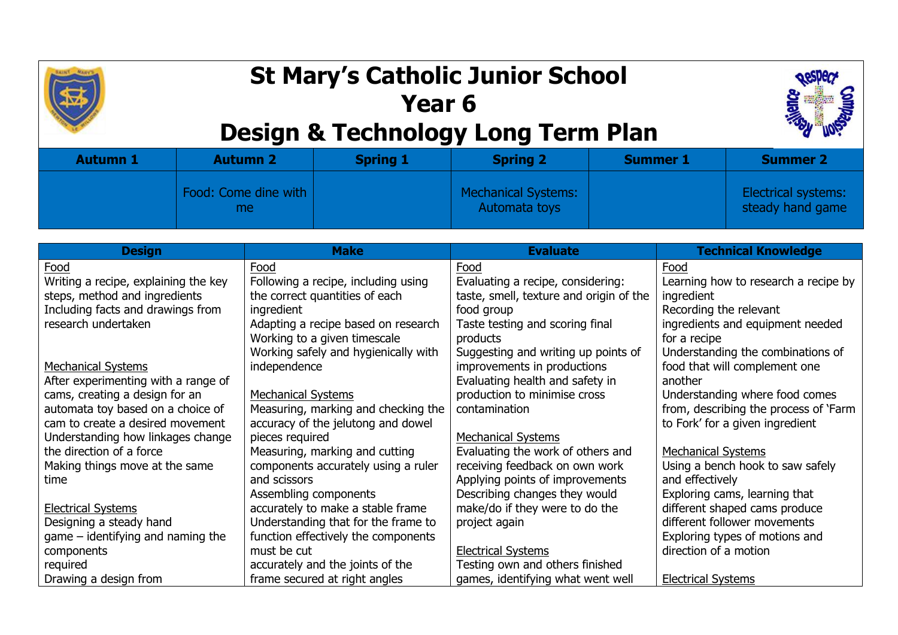# St Mary's Catholic Junior School
# Year 6
# Design & Technology Long Term Plan

| Autumn 1 | Autumn 2 | Spring 1 | Spring 2 | Summer 1 | Summer 2 |
|---|---|---|---|---|---|
| | Food: Come dine with me | | Mechanical Systems: Automata toys | | Electrical systems: steady hand game |

| Design | Make | Evaluate | Technical Knowledge |
|---|---|---|---|
| Food<br>Writing a recipe, explaining the key steps, method and ingredients<br>Including facts and drawings from research undertaken<br><br>Mechanical Systems<br>After experimenting with a range of cams, creating a design for an automata toy based on a choice of cam to create a desired movement<br>Understanding how linkages change the direction of a force<br>Making things move at the same time<br><br>Electrical Systems<br>Designing a steady hand game – identifying and naming the components required<br>Drawing a design from | Food<br>Following a recipe, including using the correct quantities of each ingredient<br>Adapting a recipe based on research<br>Working to a given timescale<br>Working safely and hygienically with independence<br><br>Mechanical Systems<br>Measuring, marking and checking the accuracy of the jelutong and dowel pieces required<br>Measuring, marking and cutting components accurately using a ruler and scissors<br>Assembling components accurately to make a stable frame<br>Understanding that for the frame to function effectively the components must be cut accurately and the joints of the frame secured at right angles | Food<br>Evaluating a recipe, considering: taste, smell, texture and origin of the food group<br>Taste testing and scoring final products<br>Suggesting and writing up points of improvements in productions<br>Evaluating health and safety in production to minimise cross contamination<br><br>Mechanical Systems<br>Evaluating the work of others and receiving feedback on own work<br>Applying points of improvements<br>Describing changes they would make/do if they were to do the project again<br><br>Electrical Systems<br>Testing own and others finished games, identifying what went well | Food<br>Learning how to research a recipe by ingredient<br>Recording the relevant ingredients and equipment needed for a recipe<br>Understanding the combinations of food that will complement one another<br>Understanding where food comes from, describing the process of 'Farm to Fork' for a given ingredient<br><br>Mechanical Systems<br>Using a bench hook to saw safely and effectively<br>Exploring cams, learning that different shaped cams produce different follower movements<br>Exploring types of motions and direction of a motion<br><br>Electrical Systems |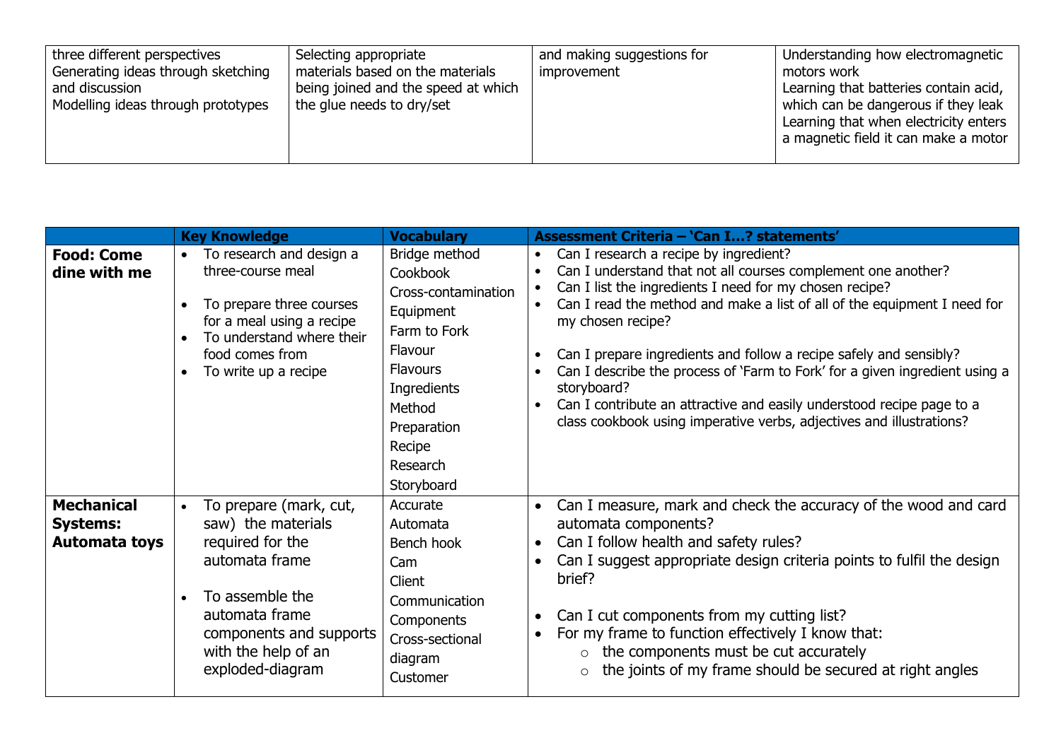| | | | |
|---|---|---|---|
| three different perspectives<br>Generating ideas through sketching and discussion<br>Modelling ideas through prototypes | Selecting appropriate materials based on the materials being joined and the speed at which the glue needs to dry/set | and making suggestions for improvement | Understanding how electromagnetic motors work<br>Learning that batteries contain acid, which can be dangerous if they leak<br>Learning that when electricity enters a magnetic field it can make a motor |

| | Key Knowledge | Vocabulary | Assessment Criteria – 'Can I…? statements' |
|---|---|---|---|
| **Food: Come dine with me** | • To research and design a three-course meal<br><br>• To prepare three courses for a meal using a recipe<br>• To understand where their food comes from<br>• To write up a recipe | Bridge method<br>Cookbook<br>Cross-contamination<br>Equipment<br>Farm to Fork<br>Flavour<br>Flavours<br>Ingredients<br>Method<br>Preparation<br>Recipe<br>Research<br>Storyboard | • Can I research a recipe by ingredient?<br>• Can I understand that not all courses complement one another?<br>• Can I list the ingredients I need for my chosen recipe?<br>• Can I read the method and make a list of all of the equipment I need for my chosen recipe?<br><br>• Can I prepare ingredients and follow a recipe safely and sensibly?<br>• Can I describe the process of 'Farm to Fork' for a given ingredient using a storyboard?<br>• Can I contribute an attractive and easily understood recipe page to a class cookbook using imperative verbs, adjectives and illustrations? |
| **Mechanical Systems: Automata toys** | • To prepare (mark, cut, saw) the materials required for the automata frame<br><br>• To assemble the automata frame components and supports with the help of an exploded-diagram | Accurate<br>Automata<br>Bench hook<br>Cam<br>Client<br>Communication<br>Components<br>Cross-sectional diagram<br>Customer | • Can I measure, mark and check the accuracy of the wood and card automata components?<br>• Can I follow health and safety rules?<br>• Can I suggest appropriate design criteria points to fulfil the design brief?<br><br>• Can I cut components from my cutting list?<br>• For my frame to function effectively I know that:<br>  ○ the components must be cut accurately<br>  ○ the joints of my frame should be secured at right angles |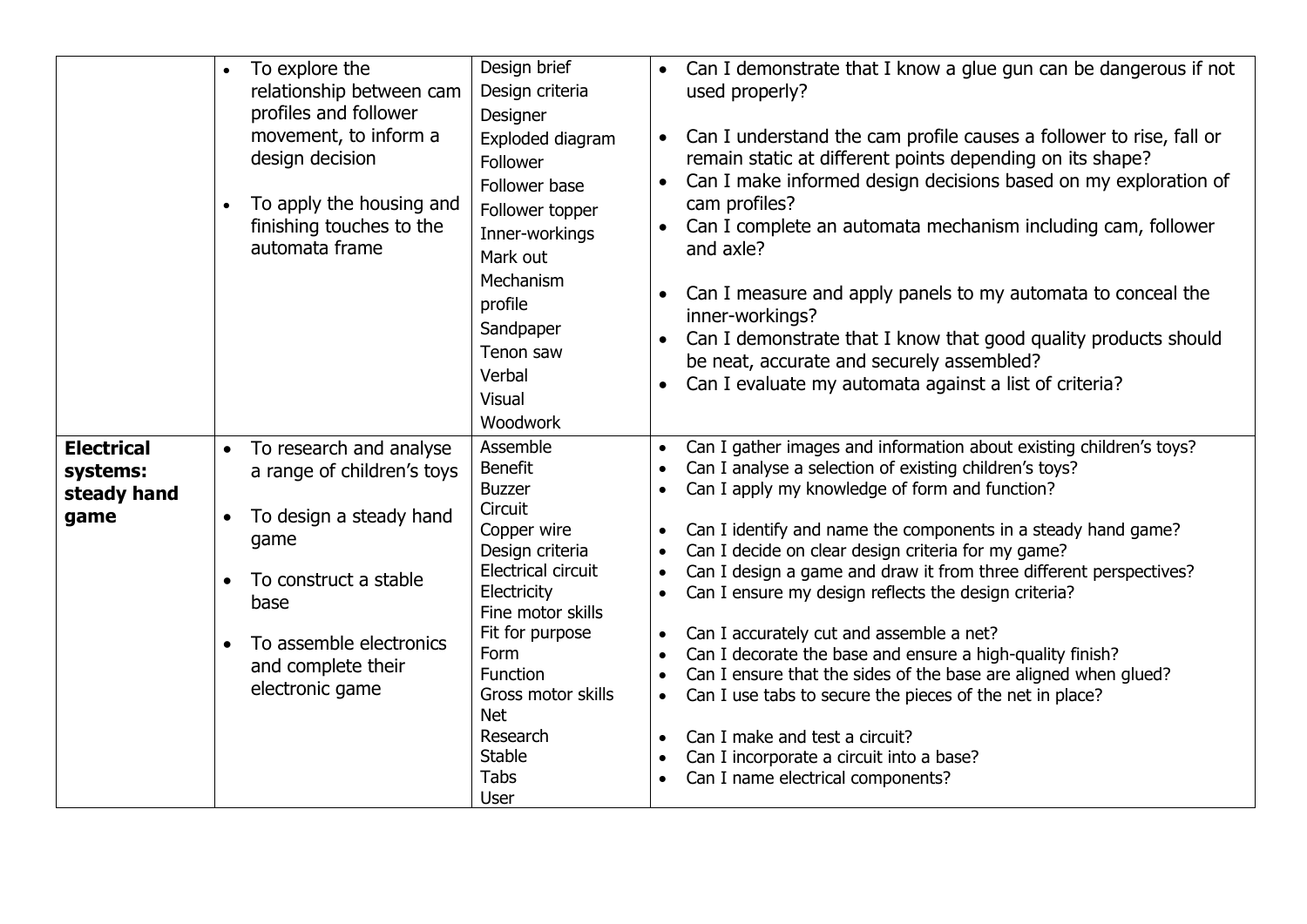| | | | |
|---|---|---|---|
| | • To explore the relationship between cam profiles and follower movement, to inform a design decision<br><br>• To apply the housing and finishing touches to the automata frame | Design brief<br>Design criteria<br>Designer<br>Exploded diagram<br>Follower<br>Follower base<br>Follower topper<br>Inner-workings<br>Mark out<br>Mechanism<br>profile<br>Sandpaper<br>Tenon saw<br>Verbal<br>Visual<br>Woodwork | • Can I demonstrate that I know a glue gun can be dangerous if not used properly?<br><br>• Can I understand the cam profile causes a follower to rise, fall or remain static at different points depending on its shape?<br>• Can I make informed design decisions based on my exploration of cam profiles?<br>• Can I complete an automata mechanism including cam, follower and axle?<br><br>• Can I measure and apply panels to my automata to conceal the inner-workings?<br>• Can I demonstrate that I know that good quality products should be neat, accurate and securely assembled?<br>• Can I evaluate my automata against a list of criteria? |
| **Electrical systems: steady hand game** | • To research and analyse a range of children's toys<br><br>• To design a steady hand game<br><br>• To construct a stable base<br><br>• To assemble electronics and complete their electronic game | Assemble<br>Benefit<br>Buzzer<br>Circuit<br>Copper wire<br>Design criteria<br>Electrical circuit<br>Electricity<br>Fine motor skills<br>Fit for purpose<br>Form<br>Function<br>Gross motor skills<br>Net<br>Research<br>Stable<br>Tabs<br>User | • Can I gather images and information about existing children's toys?<br>• Can I analyse a selection of existing children's toys?<br>• Can I apply my knowledge of form and function?<br><br>• Can I identify and name the components in a steady hand game?<br>• Can I decide on clear design criteria for my game?<br>• Can I design a game and draw it from three different perspectives?<br>• Can I ensure my design reflects the design criteria?<br><br>• Can I accurately cut and assemble a net?<br>• Can I decorate the base and ensure a high-quality finish?<br>• Can I ensure that the sides of the base are aligned when glued?<br>• Can I use tabs to secure the pieces of the net in place?<br><br>• Can I make and test a circuit?<br>• Can I incorporate a circuit into a base?<br>• Can I name electrical components? |